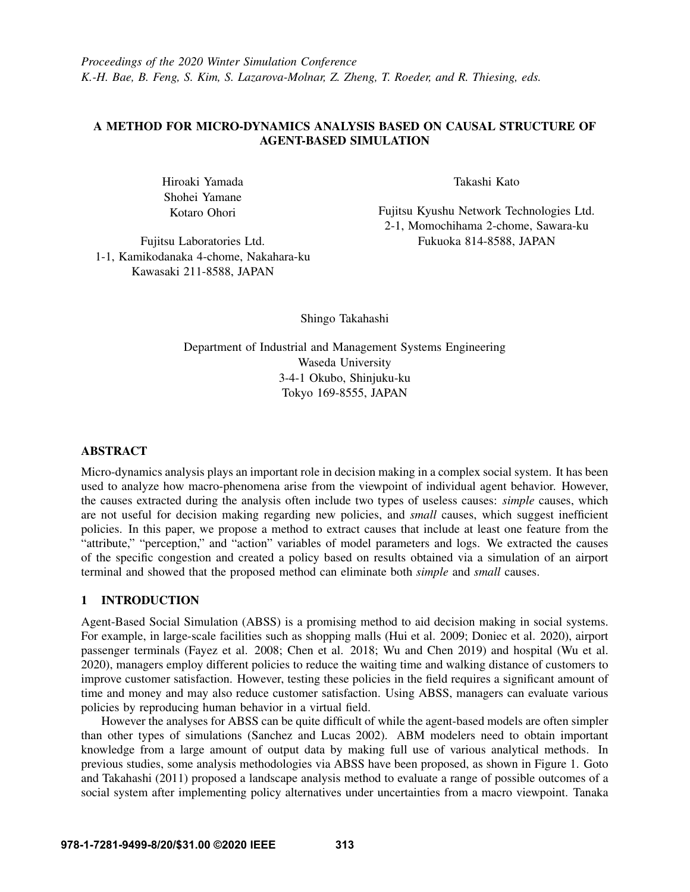*Proceedings of the 2020 Winter Simulation Conference*
*K.-H. Bae, B. Feng, S. Kim, S. Lazarova-Molnar, Z. Zheng, T. Roeder, and R. Thiesing, eds.*

# A METHOD FOR MICRO-DYNAMICS ANALYSIS BASED ON CAUSAL STRUCTURE OF AGENT-BASED SIMULATION

Hiroaki Yamada
Shohei Yamane
Kotaro Ohori

Fujitsu Laboratories Ltd.
1-1, Kamikodanaka 4-chome, Nakahara-ku
Kawasaki 211-8588, JAPAN

Takashi Kato

Fujitsu Kyushu Network Technologies Ltd.
2-1, Momochihama 2-chome, Sawara-ku
Fukuoka 814-8588, JAPAN

Shingo Takahashi

Department of Industrial and Management Systems Engineering
Waseda University
3-4-1 Okubo, Shinjuku-ku
Tokyo 169-8555, JAPAN

## ABSTRACT

Micro-dynamics analysis plays an important role in decision making in a complex social system. It has been used to analyze how macro-phenomena arise from the viewpoint of individual agent behavior. However, the causes extracted during the analysis often include two types of useless causes: *simple* causes, which are not useful for decision making regarding new policies, and *small* causes, which suggest inefficient policies. In this paper, we propose a method to extract causes that include at least one feature from the "attribute," "perception," and "action" variables of model parameters and logs. We extracted the causes of the specific congestion and created a policy based on results obtained via a simulation of an airport terminal and showed that the proposed method can eliminate both *simple* and *small* causes.

## 1 INTRODUCTION

Agent-Based Social Simulation (ABSS) is a promising method to aid decision making in social systems. For example, in large-scale facilities such as shopping malls (Hui et al. 2009; Doniec et al. 2020), airport passenger terminals (Fayez et al. 2008; Chen et al. 2018; Wu and Chen 2019) and hospital (Wu et al. 2020), managers employ different policies to reduce the waiting time and walking distance of customers to improve customer satisfaction. However, testing these policies in the field requires a significant amount of time and money and may also reduce customer satisfaction. Using ABSS, managers can evaluate various policies by reproducing human behavior in a virtual field.

However the analyses for ABSS can be quite difficult of while the agent-based models are often simpler than other types of simulations (Sanchez and Lucas 2002). ABM modelers need to obtain important knowledge from a large amount of output data by making full use of various analytical methods. In previous studies, some analysis methodologies via ABSS have been proposed, as shown in Figure 1. Goto and Takahashi (2011) proposed a landscape analysis method to evaluate a range of possible outcomes of a social system after implementing policy alternatives under uncertainties from a macro viewpoint. Tanaka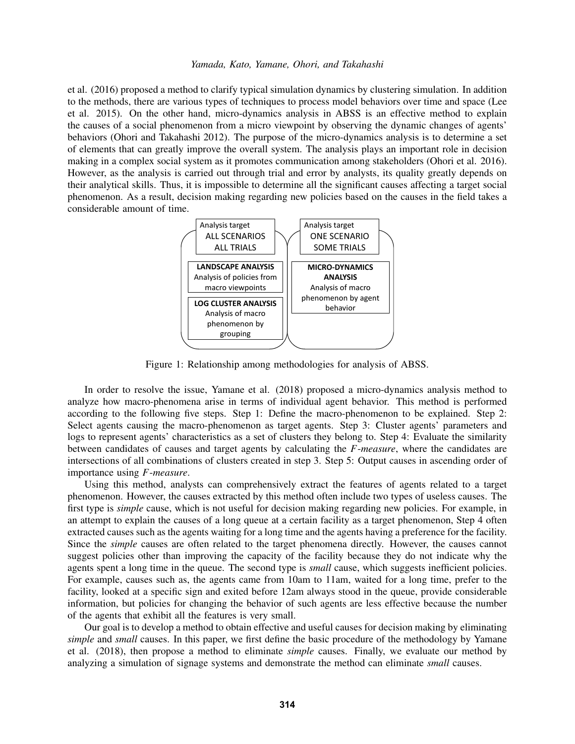et al. (2016) proposed a method to clarify typical simulation dynamics by clustering simulation. In addition to the methods, there are various types of techniques to process model behaviors over time and space (Lee et al. 2015). On the other hand, micro-dynamics analysis in ABSS is an effective method to explain the causes of a social phenomenon from a micro viewpoint by observing the dynamic changes of agents' behaviors (Ohori and Takahashi 2012). The purpose of the micro-dynamics analysis is to determine a set of elements that can greatly improve the overall system. The analysis plays an important role in decision making in a complex social system as it promotes communication among stakeholders (Ohori et al. 2016). However, as the analysis is carried out through trial and error by analysts, its quality greatly depends on their analytical skills. Thus, it is impossible to determine all the significant causes affecting a target social phenomenon. As a result, decision making regarding new policies based on the causes in the field takes a considerable amount of time.

| Analysis target: ALL SCENARIOS, ALL TRIALS | Analysis target: ONE SCENARIO, SOME TRIALS |
| --- | --- |
| **LANDSCAPE ANALYSIS** Analysis of policies from macro viewpoints | **MICRO-DYNAMICS ANALYSIS** Analysis of macro phenomenon by agent behavior |
| **LOG CLUSTER ANALYSIS** Analysis of macro phenomenon by grouping | |

Figure 1: Relationship among methodologies for analysis of ABSS.

In order to resolve the issue, Yamane et al. (2018) proposed a micro-dynamics analysis method to analyze how macro-phenomena arise in terms of individual agent behavior. This method is performed according to the following five steps. Step 1: Define the macro-phenomenon to be explained. Step 2: Select agents causing the macro-phenomenon as target agents. Step 3: Cluster agents' parameters and logs to represent agents' characteristics as a set of clusters they belong to. Step 4: Evaluate the similarity between candidates of causes and target agents by calculating the *F-measure*, where the candidates are intersections of all combinations of clusters created in step 3. Step 5: Output causes in ascending order of importance using *F-measure*.

Using this method, analysts can comprehensively extract the features of agents related to a target phenomenon. However, the causes extracted by this method often include two types of useless causes. The first type is *simple* cause, which is not useful for decision making regarding new policies. For example, in an attempt to explain the causes of a long queue at a certain facility as a target phenomenon, Step 4 often extracted causes such as the agents waiting for a long time and the agents having a preference for the facility. Since the *simple* causes are often related to the target phenomena directly. However, the causes cannot suggest policies other than improving the capacity of the facility because they do not indicate why the agents spent a long time in the queue. The second type is *small* cause, which suggests inefficient policies. For example, causes such as, the agents came from 10am to 11am, waited for a long time, prefer to the facility, looked at a specific sign and exited before 12am always stood in the queue, provide considerable information, but policies for changing the behavior of such agents are less effective because the number of the agents that exhibit all the features is very small.

Our goal is to develop a method to obtain effective and useful causes for decision making by eliminating *simple* and *small* causes. In this paper, we first define the basic procedure of the methodology by Yamane et al. (2018), then propose a method to eliminate *simple* causes. Finally, we evaluate our method by analyzing a simulation of signage systems and demonstrate the method can eliminate *small* causes.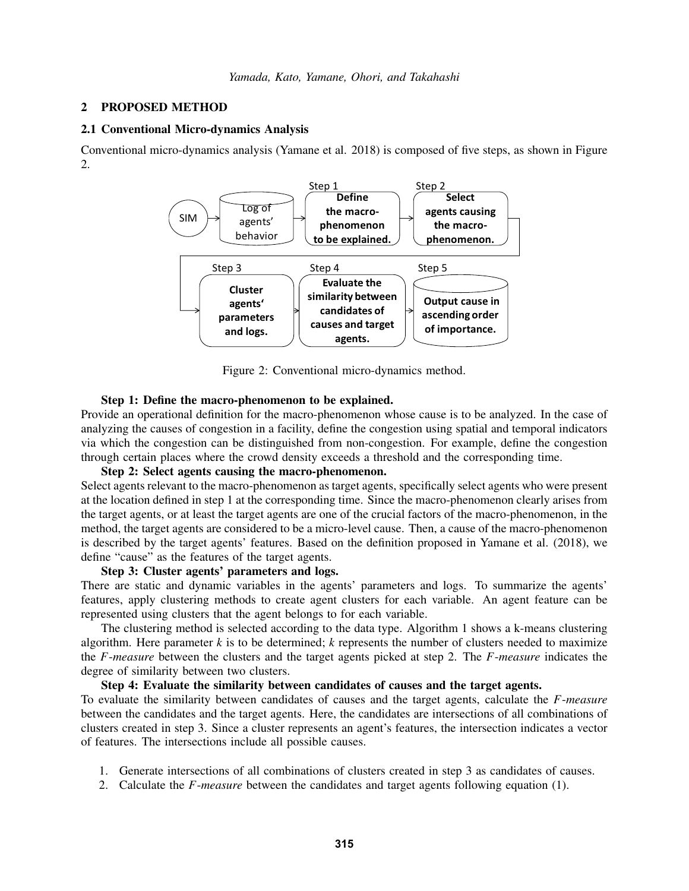## 2 PROPOSED METHOD

### 2.1 Conventional Micro-dynamics Analysis

Conventional micro-dynamics analysis (Yamane et al. 2018) is composed of five steps, as shown in Figure 2.

Figure 2: Conventional micro-dynamics method.

**Step 1: Define the macro-phenomenon to be explained.**
Provide an operational definition for the macro-phenomenon whose cause is to be analyzed. In the case of analyzing the causes of congestion in a facility, define the congestion using spatial and temporal indicators via which the congestion can be distinguished from non-congestion. For example, define the congestion through certain places where the crowd density exceeds a threshold and the corresponding time.

**Step 2: Select agents causing the macro-phenomenon.**
Select agents relevant to the macro-phenomenon as target agents, specifically select agents who were present at the location defined in step 1 at the corresponding time. Since the macro-phenomenon clearly arises from the target agents, or at least the target agents are one of the crucial factors of the macro-phenomenon, in the method, the target agents are considered to be a micro-level cause. Then, a cause of the macro-phenomenon is described by the target agents' features. Based on the definition proposed in Yamane et al. (2018), we define "cause" as the features of the target agents.

**Step 3: Cluster agents' parameters and logs.**
There are static and dynamic variables in the agents' parameters and logs. To summarize the agents' features, apply clustering methods to create agent clusters for each variable. An agent feature can be represented using clusters that the agent belongs to for each variable.

The clustering method is selected according to the data type. Algorithm 1 shows a k-means clustering algorithm. Here parameter $k$ is to be determined; $k$ represents the number of clusters needed to maximize the *F-measure* between the clusters and the target agents picked at step 2. The *F-measure* indicates the degree of similarity between two clusters.

**Step 4: Evaluate the similarity between candidates of causes and the target agents.**
To evaluate the similarity between candidates of causes and the target agents, calculate the *F-measure* between the candidates and the target agents. Here, the candidates are intersections of all combinations of clusters created in step 3. Since a cluster represents an agent's features, the intersection indicates a vector of features. The intersections include all possible causes.

1. Generate intersections of all combinations of clusters created in step 3 as candidates of causes.
2. Calculate the *F-measure* between the candidates and target agents following equation (1).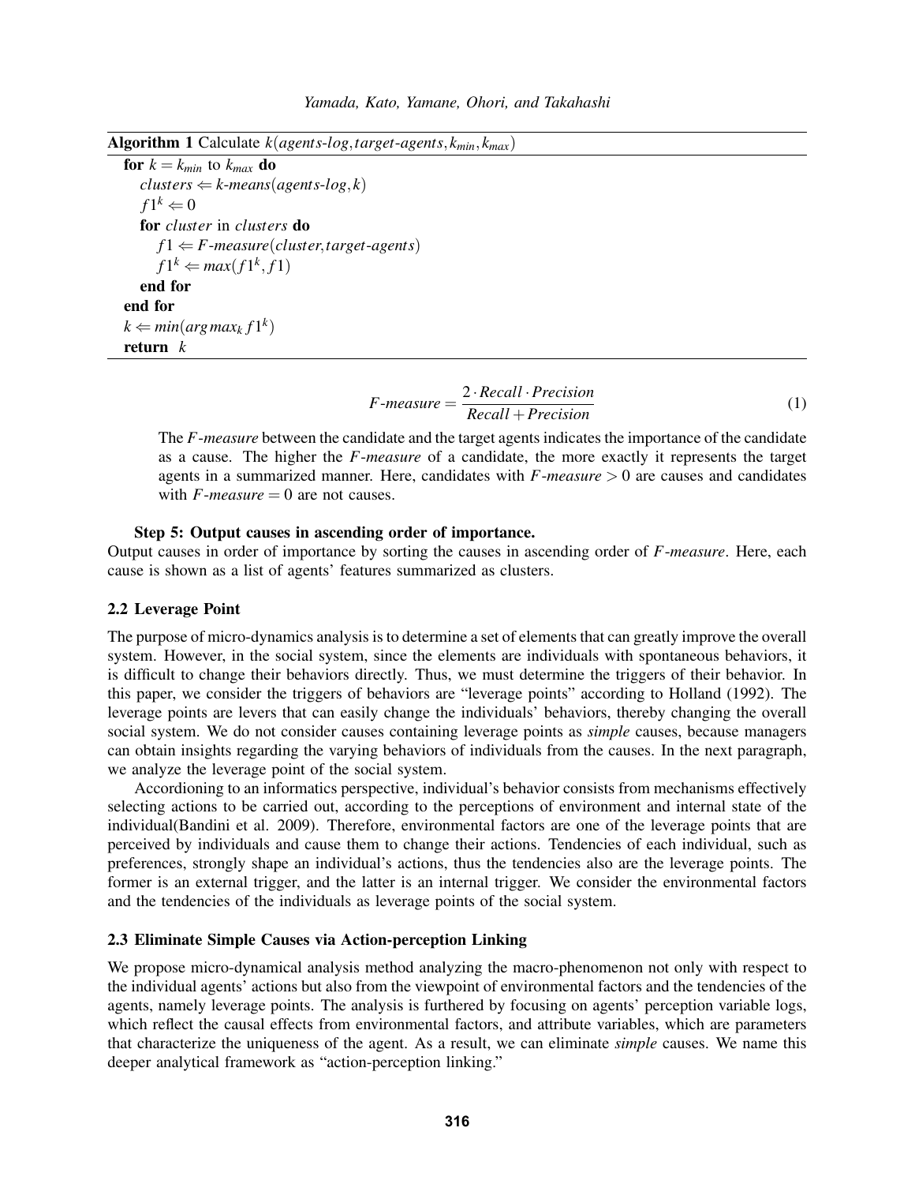**Algorithm 1** Calculate $k(agents\text{-}log, target\text{-}agents, k_{min}, k_{max})$

```
for k = k_min to k_max do
    clusters ⇐ k-means(agents-log, k)
    f1^k ⇐ 0
    for cluster in clusters do
        f1 ⇐ F-measure(cluster, target-agents)
        f1^k ⇐ max(f1^k, f1)
    end for
end for
k ⇐ min(argmax_k f1^k)
return k
```

$$F\text{-}measure = \frac{2 \cdot Recall \cdot Precision}{Recall + Precision} \tag{1}$$

The *F-measure* between the candidate and the target agents indicates the importance of the candidate as a cause. The higher the *F-measure* of a candidate, the more exactly it represents the target agents in a summarized manner. Here, candidates with $F\text{-}measure > 0$ are causes and candidates with $F\text{-}measure = 0$ are not causes.

**Step 5: Output causes in ascending order of importance.**
Output causes in order of importance by sorting the causes in ascending order of *F-measure*. Here, each cause is shown as a list of agents' features summarized as clusters.

### 2.2 Leverage Point

The purpose of micro-dynamics analysis is to determine a set of elements that can greatly improve the overall system. However, in the social system, since the elements are individuals with spontaneous behaviors, it is difficult to change their behaviors directly. Thus, we must determine the triggers of their behavior. In this paper, we consider the triggers of behaviors are "leverage points" according to Holland (1992). The leverage points are levers that can easily change the individuals' behaviors, thereby changing the overall social system. We do not consider causes containing leverage points as *simple* causes, because managers can obtain insights regarding the varying behaviors of individuals from the causes. In the next paragraph, we analyze the leverage point of the social system.

Accordioning to an informatics perspective, individual's behavior consists from mechanisms effectively selecting actions to be carried out, according to the perceptions of environment and internal state of the individual(Bandini et al. 2009). Therefore, environmental factors are one of the leverage points that are perceived by individuals and cause them to change their actions. Tendencies of each individual, such as preferences, strongly shape an individual's actions, thus the tendencies also are the leverage points. The former is an external trigger, and the latter is an internal trigger. We consider the environmental factors and the tendencies of the individuals as leverage points of the social system.

### 2.3 Eliminate Simple Causes via Action-perception Linking

We propose micro-dynamical analysis method analyzing the macro-phenomenon not only with respect to the individual agents' actions but also from the viewpoint of environmental factors and the tendencies of the agents, namely leverage points. The analysis is furthered by focusing on agents' perception variable logs, which reflect the causal effects from environmental factors, and attribute variables, which are parameters that characterize the uniqueness of the agent. As a result, we can eliminate *simple* causes. We name this deeper analytical framework as "action-perception linking."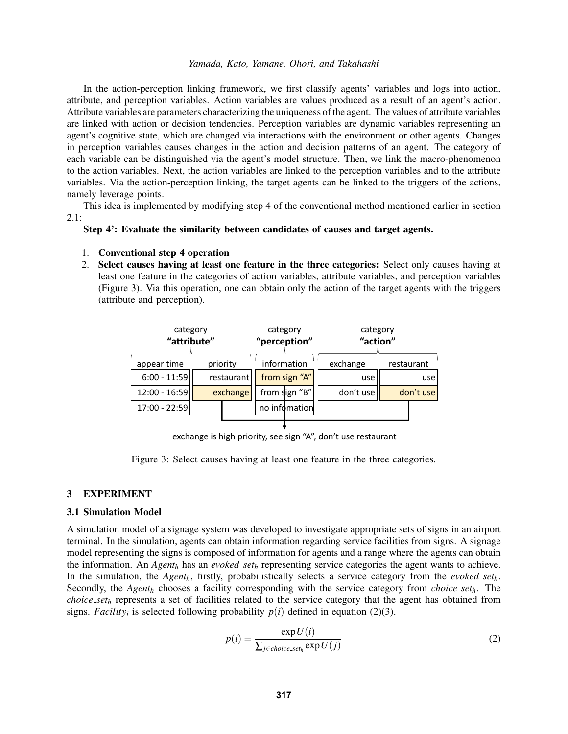In the action-perception linking framework, we first classify agents' variables and logs into action, attribute, and perception variables. Action variables are values produced as a result of an agent's action. Attribute variables are parameters characterizing the uniqueness of the agent. The values of attribute variables are linked with action or decision tendencies. Perception variables are dynamic variables representing an agent's cognitive state, which are changed via interactions with the environment or other agents. Changes in perception variables causes changes in the action and decision patterns of an agent. The category of each variable can be distinguished via the agent's model structure. Then, we link the macro-phenomenon to the action variables. Next, the action variables are linked to the perception variables and to the attribute variables. Via the action-perception linking, the target agents can be linked to the triggers of the actions, namely leverage points.

This idea is implemented by modifying step 4 of the conventional method mentioned earlier in section 2.1:

**Step 4': Evaluate the similarity between candidates of causes and target agents.**

1. **Conventional step 4 operation**
2. **Select causes having at least one feature in the three categories:** Select only causes having at least one feature in the categories of action variables, attribute variables, and perception variables (Figure 3). Via this operation, one can obtain only the action of the target agents with the triggers (attribute and perception).

| category "attribute" | | category "perception" | category "action" | |
|---|---|---|---|---|
| appear time | priority | information | exchange | restaurant |
| 6:00 - 11:59 | restaurant | from sign "A" | use | use |
| 12:00 - 16:59 | exchange | from sign "B" | don't use | don't use |
| 17:00 - 22:59 | | no information | | |

exchange is high priority, see sign "A", don't use restaurant

Figure 3: Select causes having at least one feature in the three categories.

## 3 EXPERIMENT

### 3.1 Simulation Model

A simulation model of a signage system was developed to investigate appropriate sets of signs in an airport terminal. In the simulation, agents can obtain information regarding service facilities from signs. A signage model representing the signs is composed of information for agents and a range where the agents can obtain the information. An $Agent_h$ has an $evoked\_set_h$ representing service categories the agent wants to achieve. In the simulation, the $Agent_h$, firstly, probabilistically selects a service category from the $evoked\_set_h$. Secondly, the $Agent_h$ chooses a facility corresponding with the service category from $choice\_set_h$. The $choice\_set_h$ represents a set of facilities related to the service category that the agent has obtained from signs. $Facility_i$ is selected following probability $p(i)$ defined in equation (2)(3).

$$p(i) = \frac{\exp U(i)}{\sum_{j \in choice\_set_h} \exp U(j)} \tag{2}$$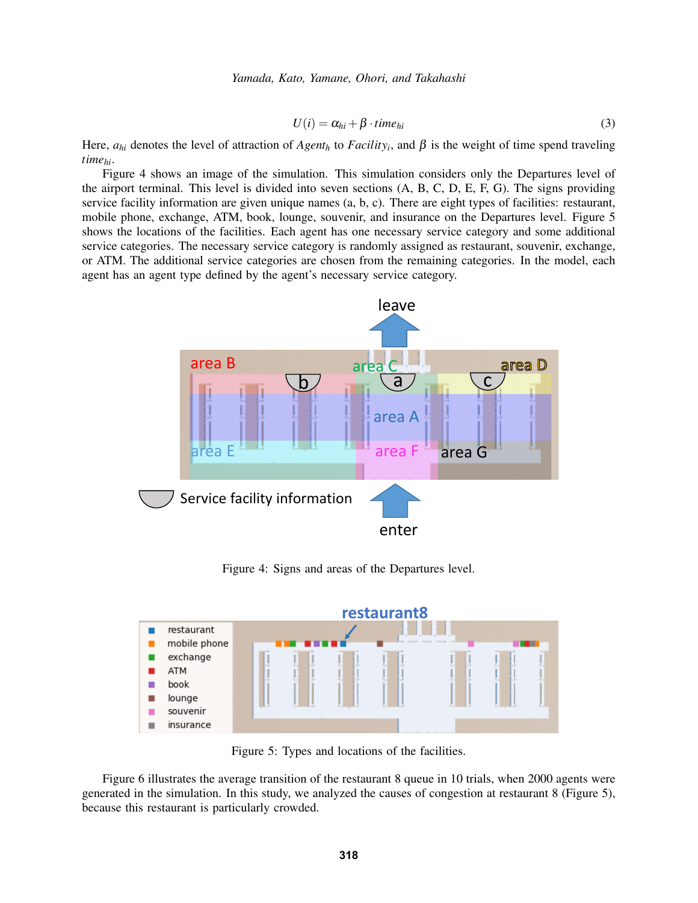$$U(i) = \alpha_{hi} + \beta \cdot time_{hi} \tag{3}$$

Here, $a_{hi}$ denotes the level of attraction of $Agent_h$ to $Facility_i$, and $\beta$ is the weight of time spend traveling $time_{hi}$.

Figure 4 shows an image of the simulation. This simulation considers only the Departures level of the airport terminal. This level is divided into seven sections (A, B, C, D, E, F, G). The signs providing service facility information are given unique names (a, b, c). There are eight types of facilities: restaurant, mobile phone, exchange, ATM, book, lounge, souvenir, and insurance on the Departures level. Figure 5 shows the locations of the facilities. Each agent has one necessary service category and some additional service categories. The necessary service category is randomly assigned as restaurant, souvenir, exchange, or ATM. The additional service categories are chosen from the remaining categories. In the model, each agent has an agent type defined by the agent's necessary service category.

Figure 4: Signs and areas of the Departures level.

Figure 5: Types and locations of the facilities.

Figure 6 illustrates the average transition of the restaurant 8 queue in 10 trials, when 2000 agents were generated in the simulation. In this study, we analyzed the causes of congestion at restaurant 8 (Figure 5), because this restaurant is particularly crowded.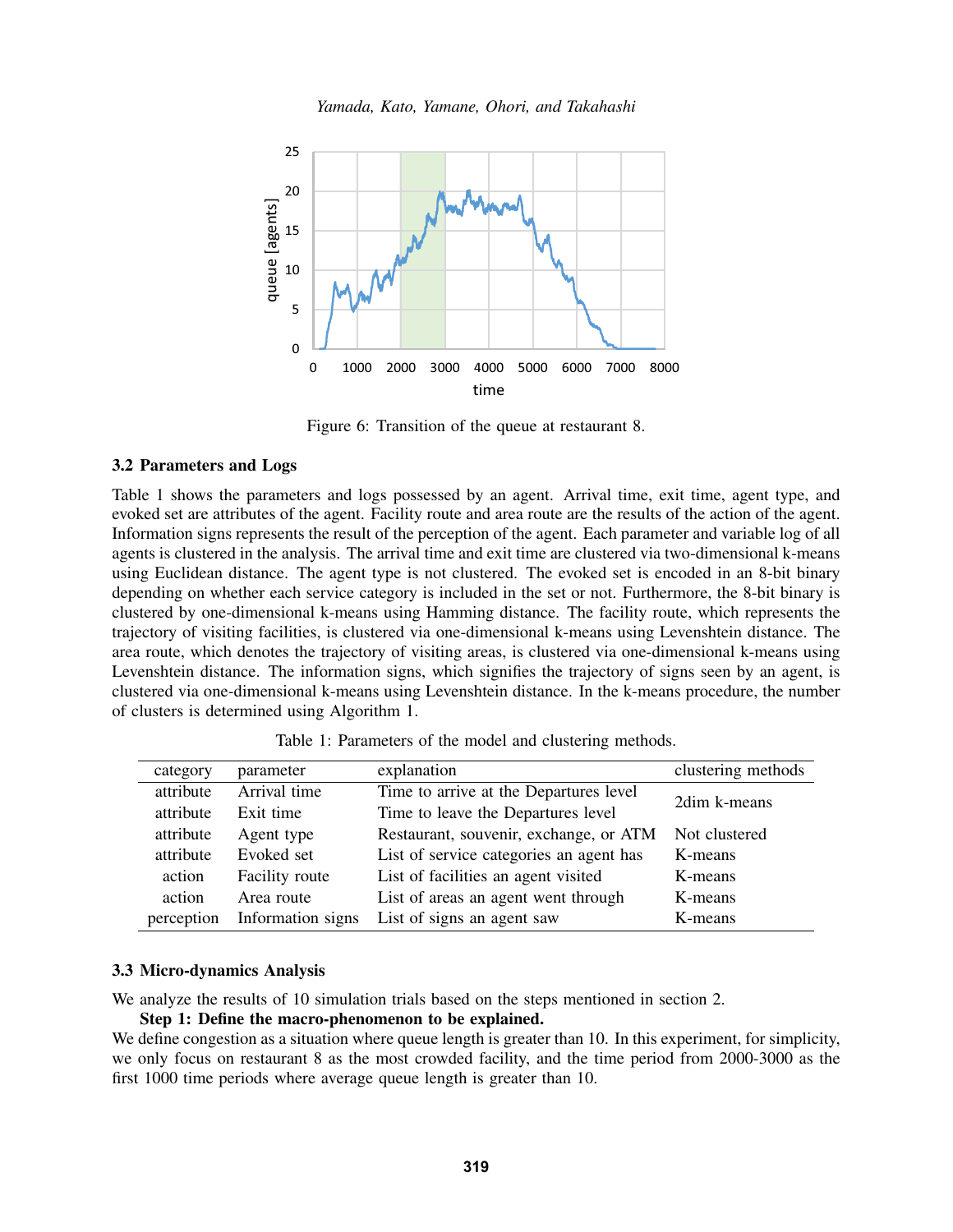Figure 6: Transition of the queue at restaurant 8.

### 3.2 Parameters and Logs

Table 1 shows the parameters and logs possessed by an agent. Arrival time, exit time, agent type, and evoked set are attributes of the agent. Facility route and area route are the results of the action of the agent. Information signs represents the result of the perception of the agent. Each parameter and variable log of all agents is clustered in the analysis. The arrival time and exit time are clustered via two-dimensional k-means using Euclidean distance. The agent type is not clustered. The evoked set is encoded in an 8-bit binary depending on whether each service category is included in the set or not. Furthermore, the 8-bit binary is clustered by one-dimensional k-means using Hamming distance. The facility route, which represents the trajectory of visiting facilities, is clustered via one-dimensional k-means using Levenshtein distance. The area route, which denotes the trajectory of visiting areas, is clustered via one-dimensional k-means using Levenshtein distance. The information signs, which signifies the trajectory of signs seen by an agent, is clustered via one-dimensional k-means using Levenshtein distance. In the k-means procedure, the number of clusters is determined using Algorithm 1.

Table 1: Parameters of the model and clustering methods.

| category | parameter | explanation | clustering methods |
|---|---|---|---|
| attribute | Arrival time | Time to arrive at the Departures level | 2dim k-means |
| attribute | Exit time | Time to leave the Departures level | |
| attribute | Agent type | Restaurant, souvenir, exchange, or ATM | Not clustered |
| attribute | Evoked set | List of service categories an agent has | K-means |
| action | Facility route | List of facilities an agent visited | K-means |
| action | Area route | List of areas an agent went through | K-means |
| perception | Information signs | List of signs an agent saw | K-means |

### 3.3 Micro-dynamics Analysis

We analyze the results of 10 simulation trials based on the steps mentioned in section 2.

**Step 1: Define the macro-phenomenon to be explained.**
We define congestion as a situation where queue length is greater than 10. In this experiment, for simplicity, we only focus on restaurant 8 as the most crowded facility, and the time period from 2000-3000 as the first 1000 time periods where average queue length is greater than 10.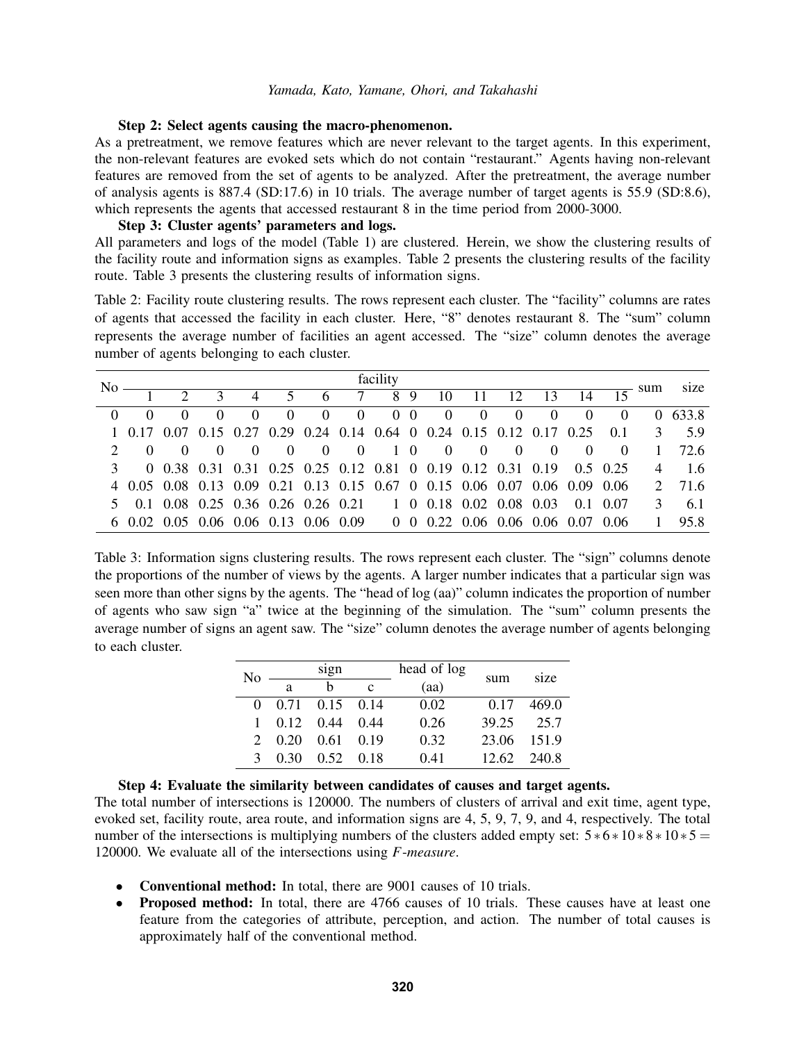**Step 2: Select agents causing the macro-phenomenon.**

As a pretreatment, we remove features which are never relevant to the target agents. In this experiment, the non-relevant features are evoked sets which do not contain "restaurant." Agents having non-relevant features are removed from the set of agents to be analyzed. After the pretreatment, the average number of analysis agents is 887.4 (SD:17.6) in 10 trials. The average number of target agents is 55.9 (SD:8.6), which represents the agents that accessed restaurant 8 in the time period from 2000-3000.

**Step 3: Cluster agents' parameters and logs.**

All parameters and logs of the model (Table 1) are clustered. Herein, we show the clustering results of the facility route and information signs as examples. Table 2 presents the clustering results of the facility route. Table 3 presents the clustering results of information signs.

Table 2: Facility route clustering results. The rows represent each cluster. The "facility" columns are rates of agents that accessed the facility in each cluster. Here, "8" denotes restaurant 8. The "sum" column represents the average number of facilities an agent accessed. The "size" column denotes the average number of agents belonging to each cluster.

| No | facility | | | | | | | | | | | | | | | sum | size |
|---|---|---|---|---|---|---|---|---|---|---|---|---|---|---|---|---|---|
| | 1 | 2 | 3 | 4 | 5 | 6 | 7 | 8 | 9 | 10 | 11 | 12 | 13 | 14 | 15 | | |
| 0 | 0 | 0 | 0 | 0 | 0 | 0 | 0 | 0 | 0 | 0 | 0 | 0 | 0 | 0 | 0 | 0 | 633.8 |
| 1 | 0.17 | 0.07 | 0.15 | 0.27 | 0.29 | 0.24 | 0.14 | 0.64 | 0 | 0.24 | 0.15 | 0.12 | 0.17 | 0.25 | 0.1 | 3 | 5.9 |
| 2 | 0 | 0 | 0 | 0 | 0 | 0 | 0 | 1 | 0 | 0 | 0 | 0 | 0 | 0 | 0 | 1 | 72.6 |
| 3 | 0 | 0.38 | 0.31 | 0.31 | 0.25 | 0.25 | 0.12 | 0.81 | 0 | 0.19 | 0.12 | 0.31 | 0.19 | 0.5 | 0.25 | 4 | 1.6 |
| 4 | 0.05 | 0.08 | 0.13 | 0.09 | 0.21 | 0.13 | 0.15 | 0.67 | 0 | 0.15 | 0.06 | 0.07 | 0.06 | 0.09 | 0.06 | 2 | 71.6 |
| 5 | 0.1 | 0.08 | 0.25 | 0.36 | 0.26 | 0.26 | 0.21 | 1 | 0 | 0.18 | 0.02 | 0.08 | 0.03 | 0.1 | 0.07 | 3 | 6.1 |
| 6 | 0.02 | 0.05 | 0.06 | 0.06 | 0.13 | 0.06 | 0.09 | 0 | 0 | 0.22 | 0.06 | 0.06 | 0.06 | 0.07 | 0.06 | 1 | 95.8 |

Table 3: Information signs clustering results. The rows represent each cluster. The "sign" columns denote the proportions of the number of views by the agents. A larger number indicates that a particular sign was seen more than other signs by the agents. The "head of log (aa)" column indicates the proportion of number of agents who saw sign "a" twice at the beginning of the simulation. The "sum" column presents the average number of signs an agent saw. The "size" column denotes the average number of agents belonging to each cluster.

| No | sign | | | head of log | sum | size |
|---|---|---|---|---|---|---|
| | a | b | c | (aa) | | |
| 0 | 0.71 | 0.15 | 0.14 | 0.02 | 0.17 | 469.0 |
| 1 | 0.12 | 0.44 | 0.44 | 0.26 | 39.25 | 25.7 |
| 2 | 0.20 | 0.61 | 0.19 | 0.32 | 23.06 | 151.9 |
| 3 | 0.30 | 0.52 | 0.18 | 0.41 | 12.62 | 240.8 |

**Step 4: Evaluate the similarity between candidates of causes and target agents.**

The total number of intersections is 120000. The numbers of clusters of arrival and exit time, agent type, evoked set, facility route, area route, and information signs are 4, 5, 9, 7, 9, and 4, respectively. The total number of the intersections is multiplying numbers of the clusters added empty set: $5*6*10*8*10*5 = 120000$. We evaluate all of the intersections using *F-measure*.

- **Conventional method:** In total, there are 9001 causes of 10 trials.
- **Proposed method:** In total, there are 4766 causes of 10 trials. These causes have at least one feature from the categories of attribute, perception, and action. The number of total causes is approximately half of the conventional method.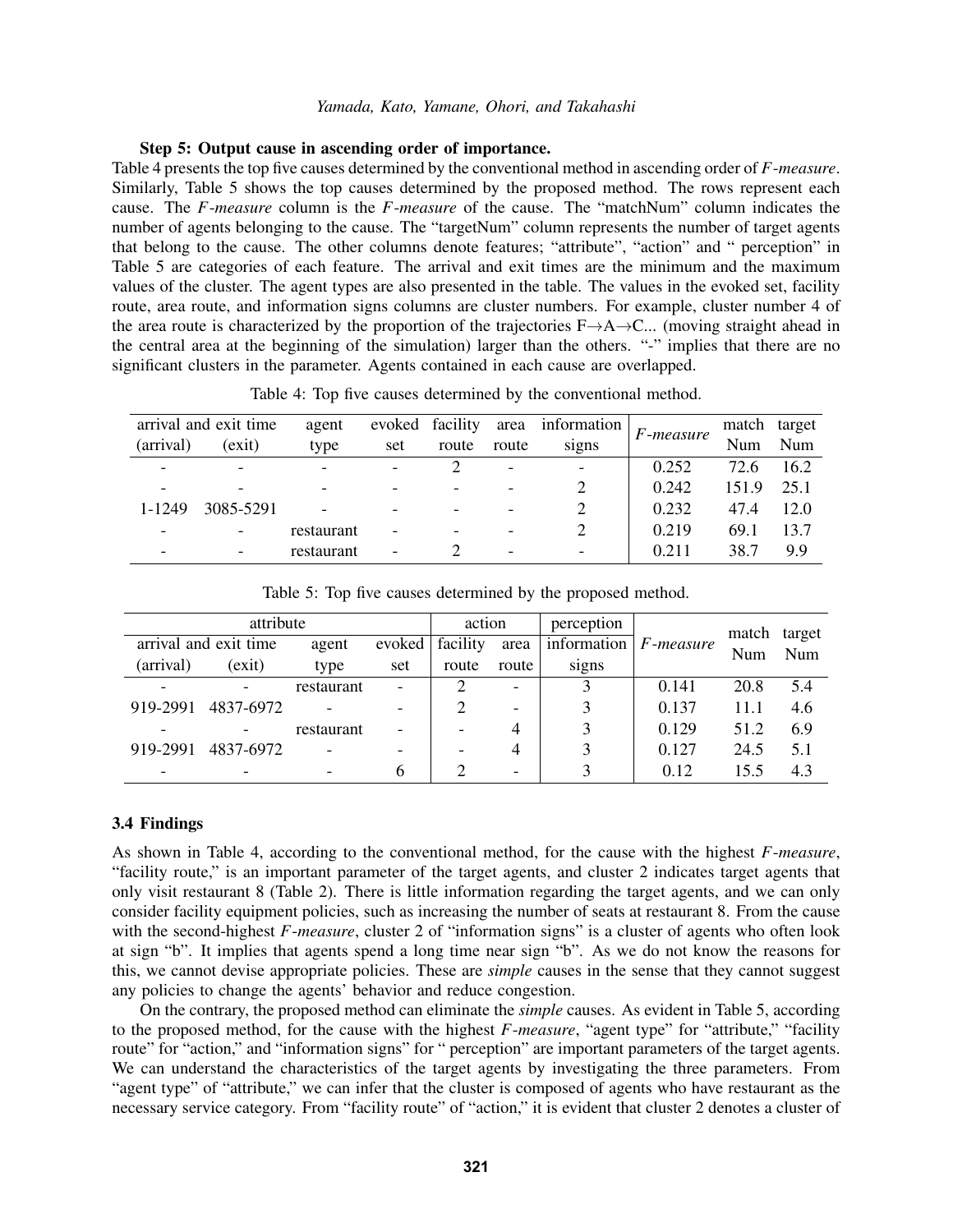**Step 5: Output cause in ascending order of importance.**

Table 4 presents the top five causes determined by the conventional method in ascending order of *F-measure*. Similarly, Table 5 shows the top causes determined by the proposed method. The rows represent each cause. The *F-measure* column is the *F-measure* of the cause. The "matchNum" column indicates the number of agents belonging to the cause. The "targetNum" column represents the number of target agents that belong to the cause. The other columns denote features; "attribute", "action" and " perception" in Table 5 are categories of each feature. The arrival and exit times are the minimum and the maximum values of the cluster. The agent types are also presented in the table. The values in the evoked set, facility route, area route, and information signs columns are cluster numbers. For example, cluster number 4 of the area route is characterized by the proportion of the trajectories F→A→C... (moving straight ahead in the central area at the beginning of the simulation) larger than the others. "-" implies that there are no significant clusters in the parameter. Agents contained in each cause are overlapped.

Table 4: Top five causes determined by the conventional method.

| arrival and exit time | | agent | evoked | facility | area | information | *F-measure* | match | target |
|---|---|---|---|---|---|---|---|---|---|
| (arrival) | (exit) | type | set | route | route | signs | | Num | Num |
| - | - | - | - | 2 | - | - | 0.252 | 72.6 | 16.2 |
| - | - | - | - | - | - | 2 | 0.242 | 151.9 | 25.1 |
| 1-1249 | 3085-5291 | - | - | - | - | 2 | 0.232 | 47.4 | 12.0 |
| - | - | restaurant | - | - | - | 2 | 0.219 | 69.1 | 13.7 |
| - | - | restaurant | - | 2 | - | - | 0.211 | 38.7 | 9.9 |

Table 5: Top five causes determined by the proposed method.

| attribute | | | | action | | perception | *F-measure* | match Num | target Num |
|---|---|---|---|---|---|---|---|---|---|
| arrival and exit time | | agent | evoked | facility | area | information | | | |
| (arrival) | (exit) | type | set | route | route | signs | | | |
| - | - | restaurant | - | 2 | - | 3 | 0.141 | 20.8 | 5.4 |
| 919-2991 | 4837-6972 | - | - | 2 | - | 3 | 0.137 | 11.1 | 4.6 |
| - | - | restaurant | - | - | 4 | 3 | 0.129 | 51.2 | 6.9 |
| 919-2991 | 4837-6972 | - | - | - | 4 | 3 | 0.127 | 24.5 | 5.1 |
| - | - | - | 6 | 2 | - | 3 | 0.12 | 15.5 | 4.3 |

### 3.4 Findings

As shown in Table 4, according to the conventional method, for the cause with the highest *F-measure*, "facility route," is an important parameter of the target agents, and cluster 2 indicates target agents that only visit restaurant 8 (Table 2). There is little information regarding the target agents, and we can only consider facility equipment policies, such as increasing the number of seats at restaurant 8. From the cause with the second-highest *F-measure*, cluster 2 of "information signs" is a cluster of agents who often look at sign "b". It implies that agents spend a long time near sign "b". As we do not know the reasons for this, we cannot devise appropriate policies. These are *simple* causes in the sense that they cannot suggest any policies to change the agents' behavior and reduce congestion.

On the contrary, the proposed method can eliminate the *simple* causes. As evident in Table 5, according to the proposed method, for the cause with the highest *F-measure*, "agent type" for "attribute," "facility route" for "action," and "information signs" for " perception" are important parameters of the target agents. We can understand the characteristics of the target agents by investigating the three parameters. From "agent type" of "attribute," we can infer that the cluster is composed of agents who have restaurant as the necessary service category. From "facility route" of "action," it is evident that cluster 2 denotes a cluster of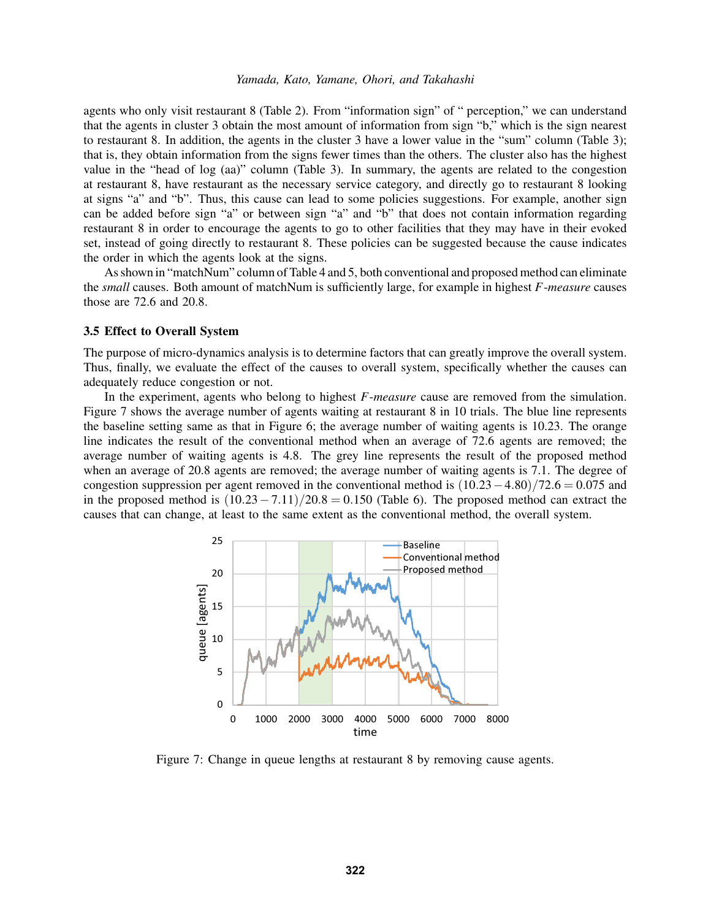agents who only visit restaurant 8 (Table 2). From “information sign” of “ perception,” we can understand that the agents in cluster 3 obtain the most amount of information from sign “b,” which is the sign nearest to restaurant 8. In addition, the agents in the cluster 3 have a lower value in the “sum” column (Table 3); that is, they obtain information from the signs fewer times than the others. The cluster also has the highest value in the “head of log (aa)” column (Table 3). In summary, the agents are related to the congestion at restaurant 8, have restaurant as the necessary service category, and directly go to restaurant 8 looking at signs “a” and “b”. Thus, this cause can lead to some policies suggestions. For example, another sign can be added before sign “a” or between sign “a” and “b” that does not contain information regarding restaurant 8 in order to encourage the agents to go to other facilities that they may have in their evoked set, instead of going directly to restaurant 8. These policies can be suggested because the cause indicates the order in which the agents look at the signs.

As shown in “matchNum” column of Table 4 and 5, both conventional and proposed method can eliminate the *small* causes. Both amount of matchNum is sufficiently large, for example in highest *F-measure* causes those are 72.6 and 20.8.

### 3.5 Effect to Overall System

The purpose of micro-dynamics analysis is to determine factors that can greatly improve the overall system. Thus, finally, we evaluate the effect of the causes to overall system, specifically whether the causes can adequately reduce congestion or not.

In the experiment, agents who belong to highest *F-measure* cause are removed from the simulation. Figure 7 shows the average number of agents waiting at restaurant 8 in 10 trials. The blue line represents the baseline setting same as that in Figure 6; the average number of waiting agents is 10.23. The orange line indicates the result of the conventional method when an average of 72.6 agents are removed; the average number of waiting agents is 4.8. The grey line represents the result of the proposed method when an average of 20.8 agents are removed; the average number of waiting agents is 7.1. The degree of congestion suppression per agent removed in the conventional method is $(10.23-4.80)/72.6 = 0.075$ and in the proposed method is $(10.23-7.11)/20.8 = 0.150$ (Table 6). The proposed method can extract the causes that can change, at least to the same extent as the conventional method, the overall system.

Figure 7: Change in queue lengths at restaurant 8 by removing cause agents.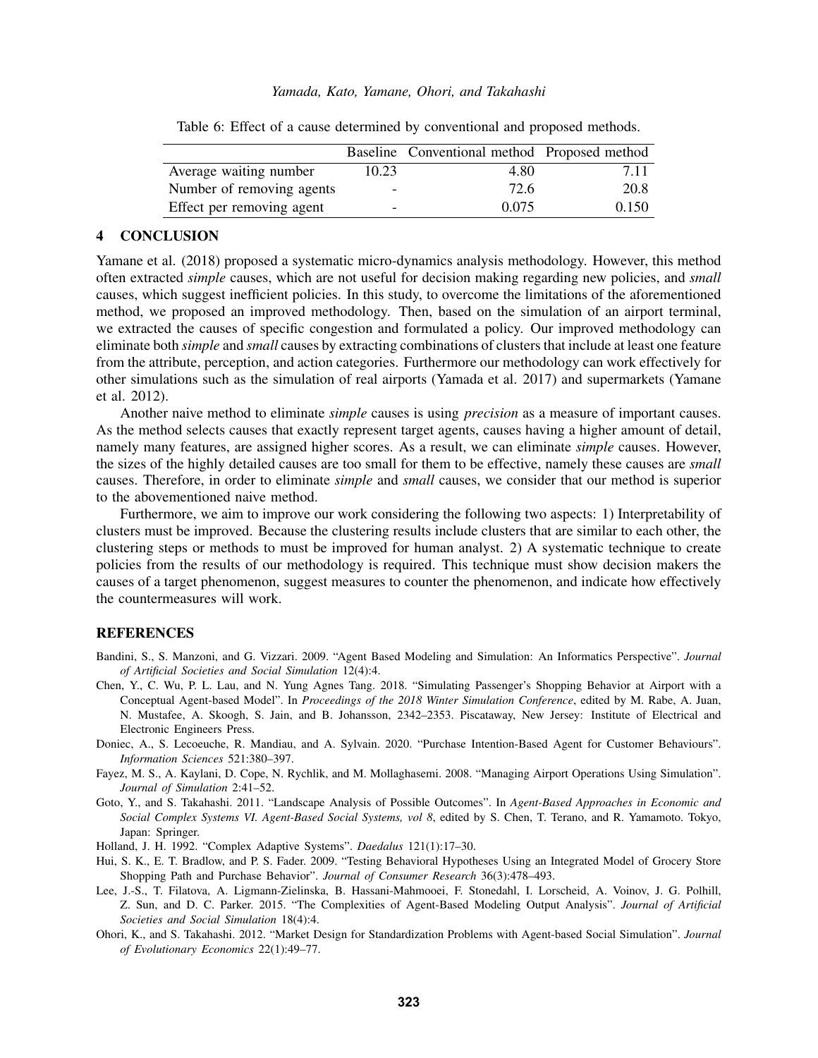Table 6: Effect of a cause determined by conventional and proposed methods.

| | Baseline | Conventional method | Proposed method |
|---|---|---|---|
| Average waiting number | 10.23 | 4.80 | 7.11 |
| Number of removing agents | - | 72.6 | 20.8 |
| Effect per removing agent | - | 0.075 | 0.150 |

## 4 CONCLUSION

Yamane et al. (2018) proposed a systematic micro-dynamics analysis methodology. However, this method often extracted *simple* causes, which are not useful for decision making regarding new policies, and *small* causes, which suggest inefficient policies. In this study, to overcome the limitations of the aforementioned method, we proposed an improved methodology. Then, based on the simulation of an airport terminal, we extracted the causes of specific congestion and formulated a policy. Our improved methodology can eliminate both *simple* and *small* causes by extracting combinations of clusters that include at least one feature from the attribute, perception, and action categories. Furthermore our methodology can work effectively for other simulations such as the simulation of real airports (Yamada et al. 2017) and supermarkets (Yamane et al. 2012).

Another naive method to eliminate *simple* causes is using *precision* as a measure of important causes. As the method selects causes that exactly represent target agents, causes having a higher amount of detail, namely many features, are assigned higher scores. As a result, we can eliminate *simple* causes. However, the sizes of the highly detailed causes are too small for them to be effective, namely these causes are *small* causes. Therefore, in order to eliminate *simple* and *small* causes, we consider that our method is superior to the abovementioned naive method.

Furthermore, we aim to improve our work considering the following two aspects: 1) Interpretability of clusters must be improved. Because the clustering results include clusters that are similar to each other, the clustering steps or methods to must be improved for human analyst. 2) A systematic technique to create policies from the results of our methodology is required. This technique must show decision makers the causes of a target phenomenon, suggest measures to counter the phenomenon, and indicate how effectively the countermeasures will work.

## REFERENCES

Bandini, S., S. Manzoni, and G. Vizzari. 2009. "Agent Based Modeling and Simulation: An Informatics Perspective". *Journal of Artificial Societies and Social Simulation* 12(4):4.

Chen, Y., C. Wu, P. L. Lau, and N. Yung Agnes Tang. 2018. "Simulating Passenger's Shopping Behavior at Airport with a Conceptual Agent-based Model". In *Proceedings of the 2018 Winter Simulation Conference*, edited by M. Rabe, A. Juan, N. Mustafee, A. Skoogh, S. Jain, and B. Johansson, 2342–2353. Piscataway, New Jersey: Institute of Electrical and Electronic Engineers Press.

Doniec, A., S. Lecoeuche, R. Mandiau, and A. Sylvain. 2020. "Purchase Intention-Based Agent for Customer Behaviours". *Information Sciences* 521:380–397.

Fayez, M. S., A. Kaylani, D. Cope, N. Rychlik, and M. Mollaghasemi. 2008. "Managing Airport Operations Using Simulation". *Journal of Simulation* 2:41–52.

Goto, Y., and S. Takahashi. 2011. "Landscape Analysis of Possible Outcomes". In *Agent-Based Approaches in Economic and Social Complex Systems VI. Agent-Based Social Systems, vol 8*, edited by S. Chen, T. Terano, and R. Yamamoto. Tokyo, Japan: Springer.

Holland, J. H. 1992. "Complex Adaptive Systems". *Daedalus* 121(1):17–30.

Hui, S. K., E. T. Bradlow, and P. S. Fader. 2009. "Testing Behavioral Hypotheses Using an Integrated Model of Grocery Store Shopping Path and Purchase Behavior". *Journal of Consumer Research* 36(3):478–493.

Lee, J.-S., T. Filatova, A. Ligmann-Zielinska, B. Hassani-Mahmooei, F. Stonedahl, I. Lorscheid, A. Voinov, J. G. Polhill, Z. Sun, and D. C. Parker. 2015. "The Complexities of Agent-Based Modeling Output Analysis". *Journal of Artificial Societies and Social Simulation* 18(4):4.

Ohori, K., and S. Takahashi. 2012. "Market Design for Standardization Problems with Agent-based Social Simulation". *Journal of Evolutionary Economics* 22(1):49–77.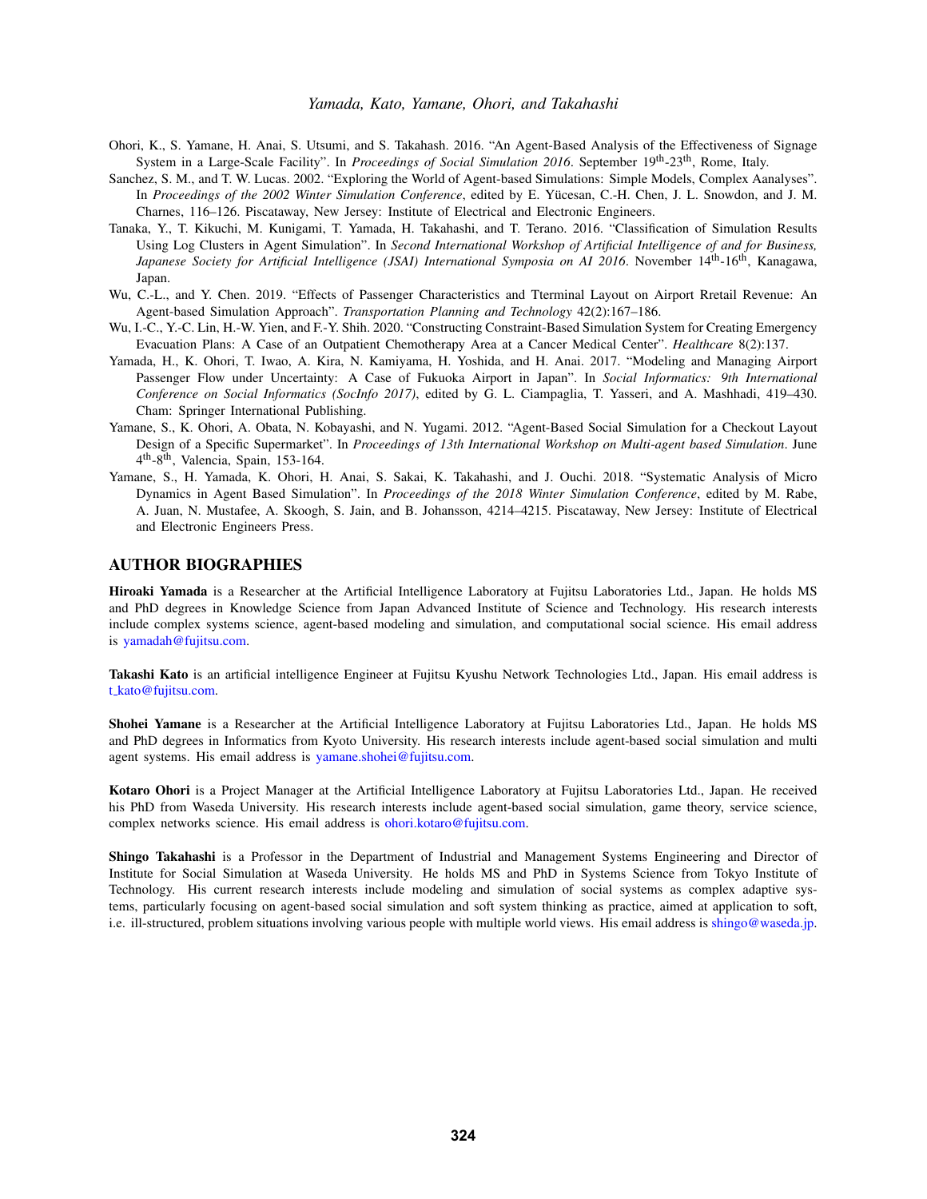Ohori, K., S. Yamane, H. Anai, S. Utsumi, and S. Takahash. 2016. "An Agent-Based Analysis of the Effectiveness of Signage System in a Large-Scale Facility". In *Proceedings of Social Simulation 2016*. September 19th-23th, Rome, Italy.

Sanchez, S. M., and T. W. Lucas. 2002. "Exploring the World of Agent-based Simulations: Simple Models, Complex Aanalyses". In *Proceedings of the 2002 Winter Simulation Conference*, edited by E. Yücesan, C.-H. Chen, J. L. Snowdon, and J. M. Charnes, 116–126. Piscataway, New Jersey: Institute of Electrical and Electronic Engineers.

Tanaka, Y., T. Kikuchi, M. Kunigami, T. Yamada, H. Takahashi, and T. Terano. 2016. "Classification of Simulation Results Using Log Clusters in Agent Simulation". In *Second International Workshop of Artificial Intelligence of and for Business, Japanese Society for Artificial Intelligence (JSAI) International Symposia on AI 2016*. November 14th-16th, Kanagawa, Japan.

Wu, C.-L., and Y. Chen. 2019. "Effects of Passenger Characteristics and Tterminal Layout on Airport Rretail Revenue: An Agent-based Simulation Approach". *Transportation Planning and Technology* 42(2):167–186.

Wu, I.-C., Y.-C. Lin, H.-W. Yien, and F.-Y. Shih. 2020. "Constructing Constraint-Based Simulation System for Creating Emergency Evacuation Plans: A Case of an Outpatient Chemotherapy Area at a Cancer Medical Center". *Healthcare* 8(2):137.

Yamada, H., K. Ohori, T. Iwao, A. Kira, N. Kamiyama, H. Yoshida, and H. Anai. 2017. "Modeling and Managing Airport Passenger Flow under Uncertainty: A Case of Fukuoka Airport in Japan". In *Social Informatics: 9th International Conference on Social Informatics (SocInfo 2017)*, edited by G. L. Ciampaglia, T. Yasseri, and A. Mashhadi, 419–430. Cham: Springer International Publishing.

Yamane, S., K. Ohori, A. Obata, N. Kobayashi, and N. Yugami. 2012. "Agent-Based Social Simulation for a Checkout Layout Design of a Specific Supermarket". In *Proceedings of 13th International Workshop on Multi-agent based Simulation*. June 4th-8th, Valencia, Spain, 153-164.

Yamane, S., H. Yamada, K. Ohori, H. Anai, S. Sakai, K. Takahashi, and J. Ouchi. 2018. "Systematic Analysis of Micro Dynamics in Agent Based Simulation". In *Proceedings of the 2018 Winter Simulation Conference*, edited by M. Rabe, A. Juan, N. Mustafee, A. Skoogh, S. Jain, and B. Johansson, 4214–4215. Piscataway, New Jersey: Institute of Electrical and Electronic Engineers Press.

## AUTHOR BIOGRAPHIES

**Hiroaki Yamada** is a Researcher at the Artificial Intelligence Laboratory at Fujitsu Laboratories Ltd., Japan. He holds MS and PhD degrees in Knowledge Science from Japan Advanced Institute of Science and Technology. His research interests include complex systems science, agent-based modeling and simulation, and computational social science. His email address is yamadah@fujitsu.com.

**Takashi Kato** is an artificial intelligence Engineer at Fujitsu Kyushu Network Technologies Ltd., Japan. His email address is t_kato@fujitsu.com.

**Shohei Yamane** is a Researcher at the Artificial Intelligence Laboratory at Fujitsu Laboratories Ltd., Japan. He holds MS and PhD degrees in Informatics from Kyoto University. His research interests include agent-based social simulation and multi agent systems. His email address is yamane.shohei@fujitsu.com.

**Kotaro Ohori** is a Project Manager at the Artificial Intelligence Laboratory at Fujitsu Laboratories Ltd., Japan. He received his PhD from Waseda University. His research interests include agent-based social simulation, game theory, service science, complex networks science. His email address is ohori.kotaro@fujitsu.com.

**Shingo Takahashi** is a Professor in the Department of Industrial and Management Systems Engineering and Director of Institute for Social Simulation at Waseda University. He holds MS and PhD in Systems Science from Tokyo Institute of Technology. His current research interests include modeling and simulation of social systems as complex adaptive systems, particularly focusing on agent-based social simulation and soft system thinking as practice, aimed at application to soft, i.e. ill-structured, problem situations involving various people with multiple world views. His email address is shingo@waseda.jp.